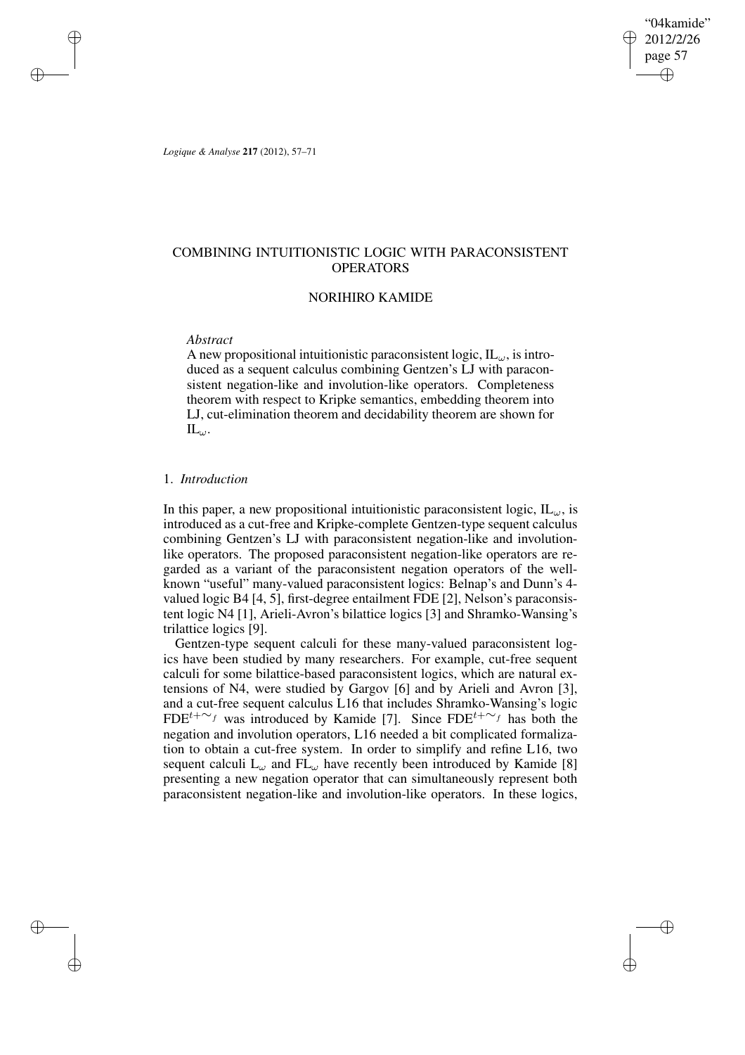# COMBINING INTUITIONISTIC LOGIC WITH PARACONSISTENT OPERATORS

## NORIHIRO KAMIDE

*Abstract*

A new propositional intuitionistic paraconsistent logic, $\mathrm{IL}_\omega$, is introduced as a sequent calculus combining Gentzen's LJ with paraconsistent negation-like and involution-like operators. Completeness theorem with respect to Kripke semantics, embedding theorem into LJ, cut-elimination theorem and decidability theorem are shown for $\mathrm{IL}_\omega$.

## 1. *Introduction*

In this paper, a new propositional intuitionistic paraconsistent logic, $\mathrm{IL}_\omega$, is introduced as a cut-free and Kripke-complete Gentzen-type sequent calculus combining Gentzen's LJ with paraconsistent negation-like and involution-like operators. The proposed paraconsistent negation-like operators are regarded as a variant of the paraconsistent negation operators of the well-known "useful" many-valued paraconsistent logics: Belnap's and Dunn's 4-valued logic B4 [4, 5], first-degree entailment FDE [2], Nelson's paraconsistent logic N4 [1], Arieli-Avron's bilattice logics [3] and Shramko-Wansing's trilattice logics [9].

Gentzen-type sequent calculi for these many-valued paraconsistent logics have been studied by many researchers. For example, cut-free sequent calculi for some bilattice-based paraconsistent logics, which are natural extensions of N4, were studied by Gargov [6] and by Arieli and Avron [3], and a cut-free sequent calculus L16 that includes Shramko-Wansing's logic $\mathrm{FDE}^{t+\sim_f}$ was introduced by Kamide [7]. Since $\mathrm{FDE}^{t+\sim_f}$ has both the negation and involution operators, L16 needed a bit complicated formalization to obtain a cut-free system. In order to simplify and refine L16, two sequent calculi $\mathrm{L}_\omega$ and $\mathrm{FL}_\omega$ have recently been introduced by Kamide [8] presenting a new negation operator that can simultaneously represent both paraconsistent negation-like and involution-like operators. In these logics,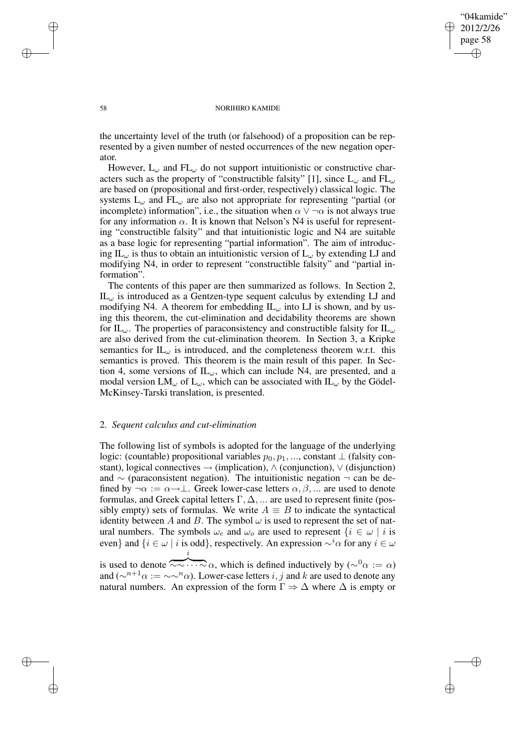the uncertainty level of the truth (or falsehood) of a proposition can be represented by a given number of nested occurrences of the new negation operator.

However, $L_\omega$ and $FL_\omega$ do not support intuitionistic or constructive characters such as the property of "constructible falsity" [1], since $L_\omega$ and $FL_\omega$ are based on (propositional and first-order, respectively) classical logic. The systems $L_\omega$ and $FL_\omega$ are also not appropriate for representing "partial (or incomplete) information", i.e., the situation when $\alpha \vee \neg\alpha$ is not always true for any information $\alpha$. It is known that Nelson's N4 is useful for representing "constructible falsity" and that intuitionistic logic and N4 are suitable as a base logic for representing "partial information". The aim of introducing $IL_\omega$ is thus to obtain an intuitionistic version of $L_\omega$ by extending LJ and modifying N4, in order to represent "constructible falsity" and "partial information".

The contents of this paper are then summarized as follows. In Section 2, $IL_\omega$ is introduced as a Gentzen-type sequent calculus by extending LJ and modifying N4. A theorem for embedding $IL_\omega$ into LJ is shown, and by using this theorem, the cut-elimination and decidability theorems are shown for $IL_\omega$. The properties of paraconsistency and constructible falsity for $IL_\omega$ are also derived from the cut-elimination theorem. In Section 3, a Kripke semantics for $IL_\omega$ is introduced, and the completeness theorem w.r.t. this semantics is proved. This theorem is the main result of this paper. In Section 4, some versions of $IL_\omega$, which can include N4, are presented, and a modal version $LM_\omega$ of $L_\omega$, which can be associated with $IL_\omega$ by the Gödel-McKinsey-Tarski translation, is presented.

## 2. *Sequent calculus and cut-elimination*

The following list of symbols is adopted for the language of the underlying logic: (countable) propositional variables $p_0, p_1, ...$, constant $\perp$ (falsity constant), logical connectives $\rightarrow$ (implication), $\wedge$ (conjunction), $\vee$ (disjunction) and $\sim$ (paraconsistent negation). The intuitionistic negation $\neg$ can be defined by $\neg\alpha := \alpha \rightarrow \perp$. Greek lower-case letters $\alpha, \beta, ...$ are used to denote formulas, and Greek capital letters $\Gamma, \Delta, ...$ are used to represent finite (possibly empty) sets of formulas. We write $A \equiv B$ to indicate the syntactical identity between $A$ and $B$. The symbol $\omega$ is used to represent the set of natural numbers. The symbols $\omega_e$ and $\omega_o$ are used to represent $\{i \in \omega \mid i$ is even$\}$ and $\{i \in \omega \mid i$ is odd$\}$, respectively. An expression $\sim^i\alpha$ for any $i \in \omega$ is used to denote $\overbrace{\sim\sim\cdots\sim}^{i}\alpha$, which is defined inductively by $(\sim^0\alpha := \alpha)$ and $(\sim^{n+1}\alpha := \sim\sim^n\alpha)$. Lower-case letters $i, j$ and $k$ are used to denote any natural numbers. An expression of the form $\Gamma \Rightarrow \Delta$ where $\Delta$ is empty or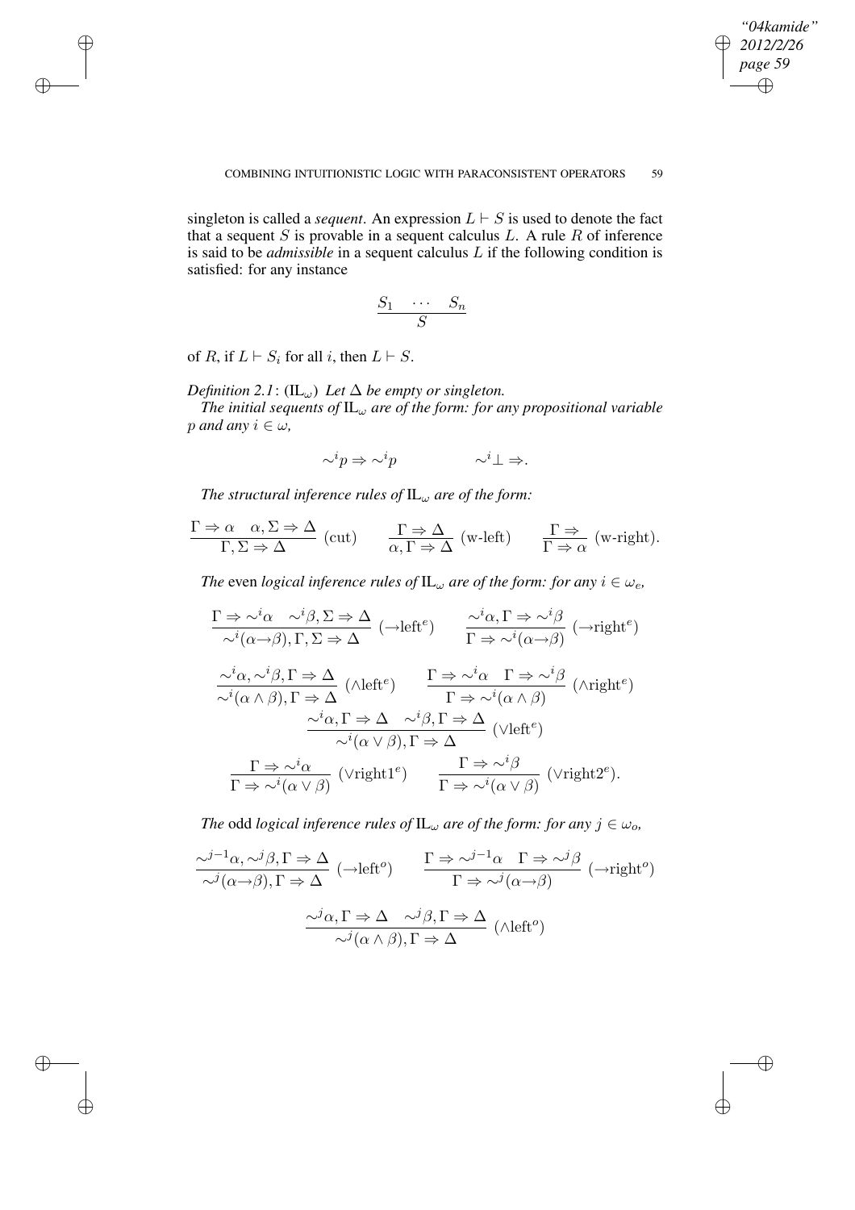singleton is called a *sequent*. An expression $L \vdash S$ is used to denote the fact that a sequent $S$ is provable in a sequent calculus $L$. A rule $R$ of inference is said to be *admissible* in a sequent calculus $L$ if the following condition is satisfied: for any instance

$$\frac{S_1 \quad \cdots \quad S_n}{S}$$

of $R$, if $L \vdash S_i$ for all $i$, then $L \vdash S$.

*Definition 2.1*: ($\mathrm{IL}_\omega$) *Let $\Delta$ be empty or singleton.*

*The initial sequents of $\mathrm{IL}_\omega$ are of the form: for any propositional variable $p$ and any $i \in \omega$,*

$$\sim^i p \Rightarrow \sim^i p \qquad\qquad \sim^i \bot \Rightarrow .$$

*The structural inference rules of $\mathrm{IL}_\omega$ are of the form:*

$$\frac{\Gamma \Rightarrow \alpha \quad \alpha, \Sigma \Rightarrow \Delta}{\Gamma, \Sigma \Rightarrow \Delta} \text{ (cut)} \qquad \frac{\Gamma \Rightarrow \Delta}{\alpha, \Gamma \Rightarrow \Delta} \text{ (w-left)} \qquad \frac{\Gamma \Rightarrow}{\Gamma \Rightarrow \alpha} \text{ (w-right).}$$

*The* even *logical inference rules of $\mathrm{IL}_\omega$ are of the form: for any $i \in \omega_e$,*

$$\frac{\Gamma \Rightarrow \sim^i \alpha \quad \sim^i \beta, \Sigma \Rightarrow \Delta}{\sim^i(\alpha \rightarrow \beta), \Gamma, \Sigma \Rightarrow \Delta} \text{ } (\rightarrow\text{left}^e) \qquad \frac{\sim^i \alpha, \Gamma \Rightarrow \sim^i \beta}{\Gamma \Rightarrow \sim^i(\alpha \rightarrow \beta)} \text{ } (\rightarrow\text{right}^e)$$

$$\frac{\sim^i \alpha, \sim^i \beta, \Gamma \Rightarrow \Delta}{\sim^i(\alpha \wedge \beta), \Gamma \Rightarrow \Delta} \text{ } (\wedge\text{left}^e) \qquad \frac{\Gamma \Rightarrow \sim^i \alpha \quad \Gamma \Rightarrow \sim^i \beta}{\Gamma \Rightarrow \sim^i(\alpha \wedge \beta)} \text{ } (\wedge\text{right}^e)$$

$$\frac{\sim^i \alpha, \Gamma \Rightarrow \Delta \quad \sim^i \beta, \Gamma \Rightarrow \Delta}{\sim^i(\alpha \vee \beta), \Gamma \Rightarrow \Delta} \text{ } (\vee\text{left}^e)$$

$$\frac{\Gamma \Rightarrow \sim^i \alpha}{\Gamma \Rightarrow \sim^i(\alpha \vee \beta)} \text{ } (\vee\text{right1}^e) \qquad \frac{\Gamma \Rightarrow \sim^i \beta}{\Gamma \Rightarrow \sim^i(\alpha \vee \beta)} \text{ } (\vee\text{right2}^e).$$

*The* odd *logical inference rules of $\mathrm{IL}_\omega$ are of the form: for any $j \in \omega_o$,*

$$\frac{\sim^{j-1} \alpha, \sim^j \beta, \Gamma \Rightarrow \Delta}{\sim^j(\alpha \rightarrow \beta), \Gamma \Rightarrow \Delta} \text{ } (\rightarrow\text{left}^o) \qquad \frac{\Gamma \Rightarrow \sim^{j-1} \alpha \quad \Gamma \Rightarrow \sim^j \beta}{\Gamma \Rightarrow \sim^j(\alpha \rightarrow \beta)} \text{ } (\rightarrow\text{right}^o)$$

$$\frac{\sim^j \alpha, \Gamma \Rightarrow \Delta \quad \sim^j \beta, \Gamma \Rightarrow \Delta}{\sim^j(\alpha \wedge \beta), \Gamma \Rightarrow \Delta} \text{ } (\wedge\text{left}^o)$$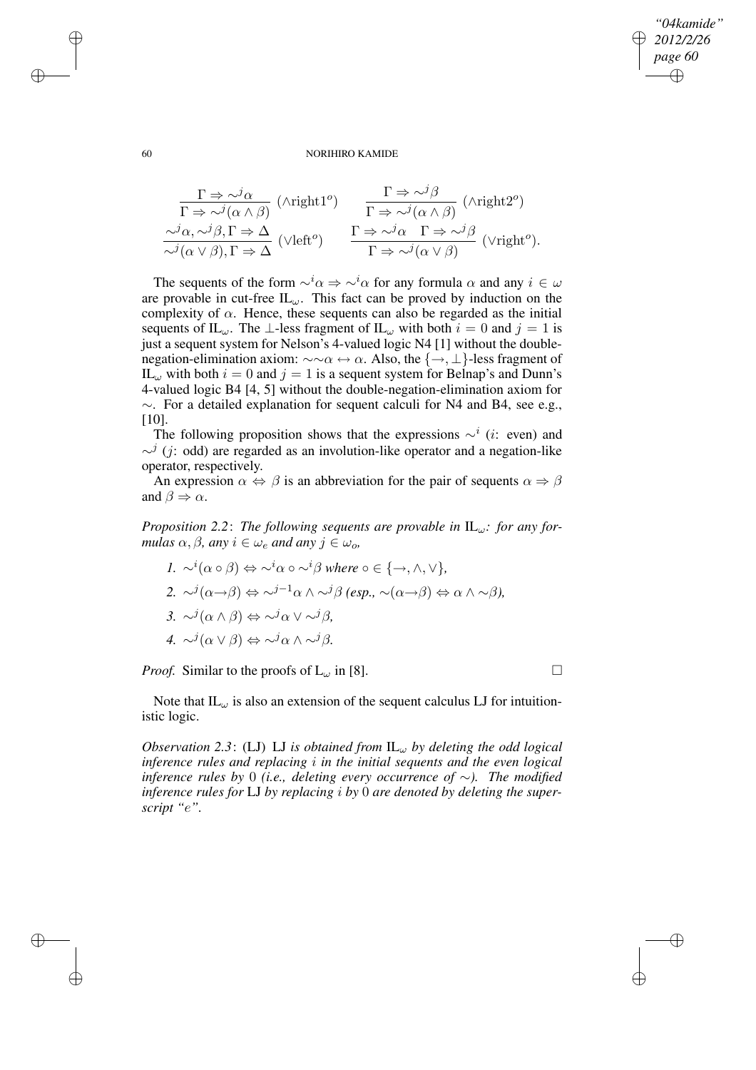$$\frac{\Gamma \Rightarrow {\sim}^j\alpha}{\Gamma \Rightarrow {\sim}^j(\alpha \wedge \beta)}\ (\wedge\text{right1}^o) \qquad \frac{\Gamma \Rightarrow {\sim}^j\beta}{\Gamma \Rightarrow {\sim}^j(\alpha \wedge \beta)}\ (\wedge\text{right2}^o)$$

$$\frac{{\sim}^j\alpha, {\sim}^j\beta, \Gamma \Rightarrow \Delta}{{\sim}^j(\alpha \vee \beta), \Gamma \Rightarrow \Delta}\ (\vee\text{left}^o) \qquad \frac{\Gamma \Rightarrow {\sim}^j\alpha \quad \Gamma \Rightarrow {\sim}^j\beta}{\Gamma \Rightarrow {\sim}^j(\alpha \vee \beta)}\ (\vee\text{right}^o).$$

The sequents of the form ${\sim}^i\alpha \Rightarrow {\sim}^i\alpha$ for any formula $\alpha$ and any $i \in \omega$ are provable in cut-free $\text{IL}_\omega$. This fact can be proved by induction on the complexity of $\alpha$. Hence, these sequents can also be regarded as the initial sequents of $\text{IL}_\omega$. The $\bot$-less fragment of $\text{IL}_\omega$ with both $i = 0$ and $j = 1$ is just a sequent system for Nelson's 4-valued logic N4 [1] without the double-negation-elimination axiom: ${\sim}{\sim}\alpha \leftrightarrow \alpha$. Also, the $\{\rightarrow, \bot\}$-less fragment of $\text{IL}_\omega$ with both $i = 0$ and $j = 1$ is a sequent system for Belnap's and Dunn's 4-valued logic B4 [4, 5] without the double-negation-elimination axiom for ${\sim}$. For a detailed explanation for sequent calculi for N4 and B4, see e.g., [10].

The following proposition shows that the expressions ${\sim}^i$ ($i$: even) and ${\sim}^j$ ($j$: odd) are regarded as an involution-like operator and a negation-like operator, respectively.

An expression $\alpha \Leftrightarrow \beta$ is an abbreviation for the pair of sequents $\alpha \Rightarrow \beta$ and $\beta \Rightarrow \alpha$.

*Proposition 2.2*: *The following sequents are provable in* $\text{IL}_\omega$*: for any formulas* $\alpha, \beta$*, any* $i \in \omega_e$ *and any* $j \in \omega_o$*,*

1. ${\sim}^i(\alpha \circ \beta) \Leftrightarrow {\sim}^i\alpha \circ {\sim}^i\beta$ *where* $\circ \in \{\rightarrow, \wedge, \vee\}$*,*
2. ${\sim}^j(\alpha\rightarrow\beta) \Leftrightarrow {\sim}^{j-1}\alpha \wedge {\sim}^j\beta$ *(esp.,* ${\sim}(\alpha\rightarrow\beta) \Leftrightarrow \alpha \wedge {\sim}\beta$*),*
3. ${\sim}^j(\alpha \wedge \beta) \Leftrightarrow {\sim}^j\alpha \vee {\sim}^j\beta$*,*
4. ${\sim}^j(\alpha \vee \beta) \Leftrightarrow {\sim}^j\alpha \wedge {\sim}^j\beta$*.*

*Proof.* Similar to the proofs of $\text{L}_\omega$ in [8]. □

Note that $\text{IL}_\omega$ is also an extension of the sequent calculus LJ for intuitionistic logic.

*Observation 2.3*: (LJ) LJ *is obtained from* $\text{IL}_\omega$ *by deleting the odd logical inference rules and replacing* $i$ *in the initial sequents and the even logical inference rules by* 0 *(i.e., deleting every occurrence of* ${\sim}$*). The modified inference rules for* LJ *by replacing* $i$ *by* 0 *are denoted by deleting the superscript "*$e$*".*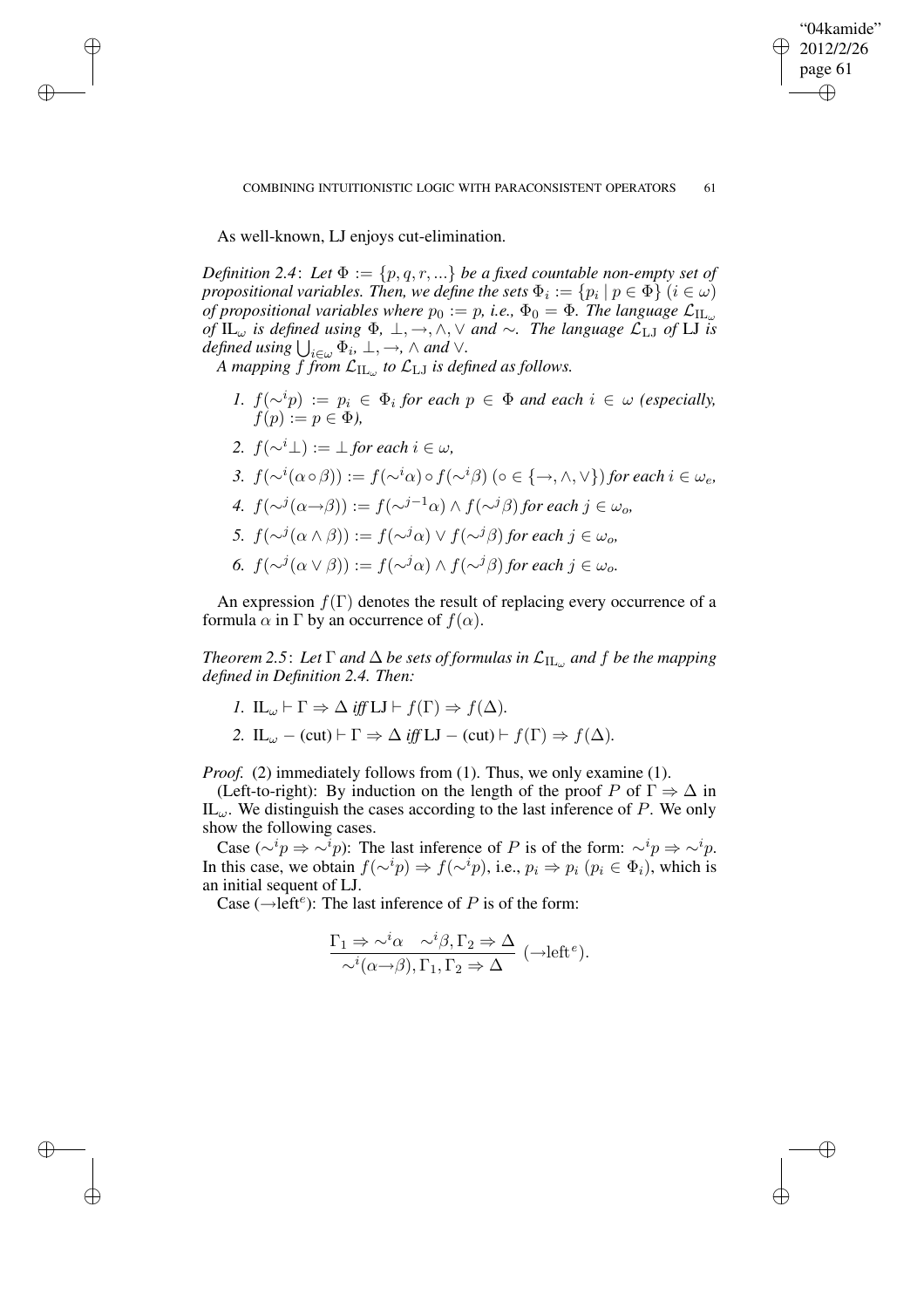As well-known, LJ enjoys cut-elimination.

*Definition 2.4*: *Let* $\Phi := \{p, q, r, ...\}$ *be a fixed countable non-empty set of propositional variables. Then, we define the sets* $\Phi_i := \{p_i \mid p \in \Phi\}$ $(i \in \omega)$ *of propositional variables where* $p_0 := p$, *i.e.,* $\Phi_0 = \Phi$. *The language* $\mathcal{L}_{\mathrm{IL}_\omega}$ *of* $\mathrm{IL}_\omega$ *is defined using* $\Phi$, $\bot, \rightarrow, \wedge, \vee$ *and* $\sim$. *The language* $\mathcal{L}_{\mathrm{LJ}}$ *of* LJ *is defined using* $\bigcup_{i\in\omega} \Phi_i$, $\bot, \rightarrow, \wedge$ *and* $\vee$.

*A mapping* $f$ *from* $\mathcal{L}_{\mathrm{IL}_\omega}$ *to* $\mathcal{L}_{\mathrm{LJ}}$ *is defined as follows.*

1. $f({\sim}^i p) := p_i \in \Phi_i$ *for each* $p \in \Phi$ *and each* $i \in \omega$ *(especially,* $f(p) := p \in \Phi$*),*
2. $f({\sim}^i \bot) := \bot$ *for each* $i \in \omega$,
3. $f({\sim}^i(\alpha \circ \beta)) := f({\sim}^i\alpha) \circ f({\sim}^i\beta)$ $(\circ \in \{\rightarrow, \wedge, \vee\})$ *for each* $i \in \omega_e$,
4. $f({\sim}^j(\alpha{\rightarrow}\beta)) := f({\sim}^{j-1}\alpha) \wedge f({\sim}^j\beta)$ *for each* $j \in \omega_o$,
5. $f({\sim}^j(\alpha \wedge \beta)) := f({\sim}^j\alpha) \vee f({\sim}^j\beta)$ *for each* $j \in \omega_o$,
6. $f({\sim}^j(\alpha \vee \beta)) := f({\sim}^j\alpha) \wedge f({\sim}^j\beta)$ *for each* $j \in \omega_o$.

An expression $f(\Gamma)$ denotes the result of replacing every occurrence of a formula $\alpha$ in $\Gamma$ by an occurrence of $f(\alpha)$.

*Theorem 2.5*: *Let* $\Gamma$ *and* $\Delta$ *be sets of formulas in* $\mathcal{L}_{\mathrm{IL}_\omega}$ *and* $f$ *be the mapping defined in Definition 2.4. Then:*

1. $\mathrm{IL}_\omega \vdash \Gamma \Rightarrow \Delta$ *iff* $\mathrm{LJ} \vdash f(\Gamma) \Rightarrow f(\Delta)$.
2. $\mathrm{IL}_\omega - (\mathrm{cut}) \vdash \Gamma \Rightarrow \Delta$ *iff* $\mathrm{LJ} - (\mathrm{cut}) \vdash f(\Gamma) \Rightarrow f(\Delta)$.

*Proof.* (2) immediately follows from (1). Thus, we only examine (1).

(Left-to-right): By induction on the length of the proof $P$ of $\Gamma \Rightarrow \Delta$ in $\mathrm{IL}_\omega$. We distinguish the cases according to the last inference of $P$. We only show the following cases.

Case (${\sim}^i p \Rightarrow {\sim}^i p$): The last inference of $P$ is of the form: ${\sim}^i p \Rightarrow {\sim}^i p$. In this case, we obtain $f({\sim}^i p) \Rightarrow f({\sim}^i p)$, i.e., $p_i \Rightarrow p_i$ $(p_i \in \Phi_i)$, which is an initial sequent of LJ.

Case ($\rightarrow$left$^e$): The last inference of $P$ is of the form:

$$\frac{\Gamma_1 \Rightarrow {\sim}^i\alpha \quad {\sim}^i\beta, \Gamma_2 \Rightarrow \Delta}{{\sim}^i(\alpha{\rightarrow}\beta), \Gamma_1, \Gamma_2 \Rightarrow \Delta}\ (\rightarrow\mathrm{left}^e).$$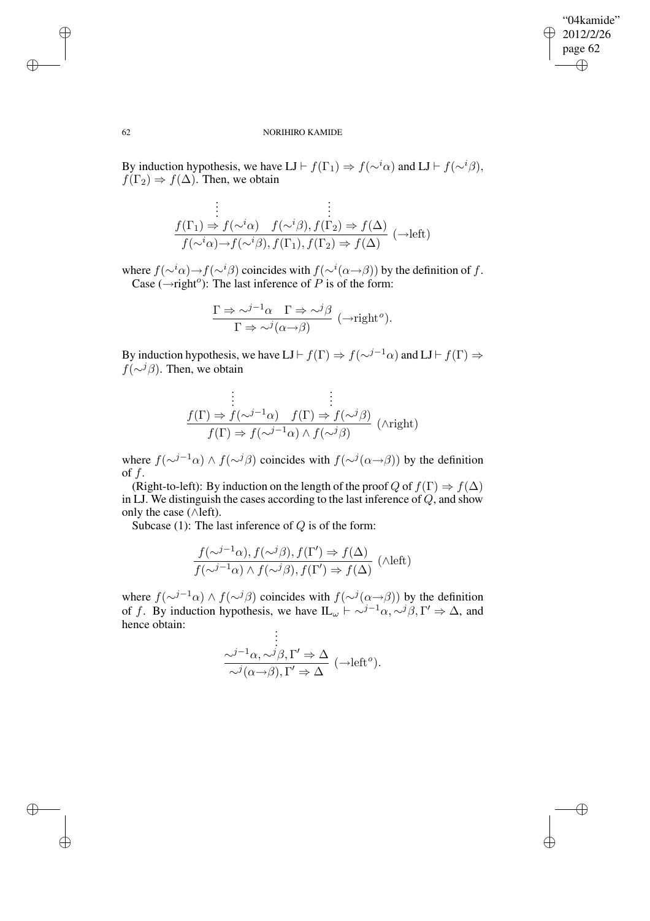By induction hypothesis, we have $\mathrm{LJ} \vdash f(\Gamma_1) \Rightarrow f({\sim}^i\alpha)$ and $\mathrm{LJ} \vdash f({\sim}^i\beta), f(\Gamma_2) \Rightarrow f(\Delta)$. Then, we obtain

$$\dfrac{\begin{array}{c}\vdots \\ f(\Gamma_1) \Rightarrow f({\sim}^i\alpha)\end{array} \quad \begin{array}{c}\vdots \\ f({\sim}^i\beta), f(\Gamma_2) \Rightarrow f(\Delta)\end{array}}{f({\sim}^i\alpha){\rightarrow}f({\sim}^i\beta), f(\Gamma_1), f(\Gamma_2) \Rightarrow f(\Delta)} \ ({\rightarrow}\text{left})$$

where $f({\sim}^i\alpha){\rightarrow}f({\sim}^i\beta)$ coincides with $f({\sim}^i(\alpha{\rightarrow}\beta))$ by the definition of $f$.

Case (${\rightarrow}$right$^o$): The last inference of $P$ is of the form:

$$\dfrac{\Gamma \Rightarrow {\sim}^{j-1}\alpha \quad \Gamma \Rightarrow {\sim}^j\beta}{\Gamma \Rightarrow {\sim}^j(\alpha{\rightarrow}\beta)} \ ({\rightarrow}\text{right}^o).$$

By induction hypothesis, we have $\mathrm{LJ} \vdash f(\Gamma) \Rightarrow f({\sim}^{j-1}\alpha)$ and $\mathrm{LJ} \vdash f(\Gamma) \Rightarrow f({\sim}^j\beta)$. Then, we obtain

$$\dfrac{\begin{array}{c}\vdots \\ f(\Gamma) \Rightarrow f({\sim}^{j-1}\alpha)\end{array} \quad \begin{array}{c}\vdots \\ f(\Gamma) \Rightarrow f({\sim}^j\beta)\end{array}}{f(\Gamma) \Rightarrow f({\sim}^{j-1}\alpha) \wedge f({\sim}^j\beta)} \ (\wedge\text{right})$$

where $f({\sim}^{j-1}\alpha) \wedge f({\sim}^j\beta)$ coincides with $f({\sim}^j(\alpha{\rightarrow}\beta))$ by the definition of $f$.

(Right-to-left): By induction on the length of the proof $Q$ of $f(\Gamma) \Rightarrow f(\Delta)$ in LJ. We distinguish the cases according to the last inference of $Q$, and show only the case ($\wedge$left).

Subcase (1): The last inference of $Q$ is of the form:

$$\dfrac{f({\sim}^{j-1}\alpha), f({\sim}^j\beta), f(\Gamma') \Rightarrow f(\Delta)}{f({\sim}^{j-1}\alpha) \wedge f({\sim}^j\beta), f(\Gamma') \Rightarrow f(\Delta)} \ (\wedge\text{left})$$

where $f({\sim}^{j-1}\alpha) \wedge f({\sim}^j\beta)$ coincides with $f({\sim}^j(\alpha{\rightarrow}\beta))$ by the definition of $f$. By induction hypothesis, we have $\mathrm{IL}_\omega \vdash {\sim}^{j-1}\alpha, {\sim}^j\beta, \Gamma' \Rightarrow \Delta$, and hence obtain:

$$\dfrac{\begin{array}{c}\vdots \\ {\sim}^{j-1}\alpha, {\sim}^j\beta, \Gamma' \Rightarrow \Delta\end{array}}{{\sim}^j(\alpha{\rightarrow}\beta), \Gamma' \Rightarrow \Delta} \ ({\rightarrow}\text{left}^o).$$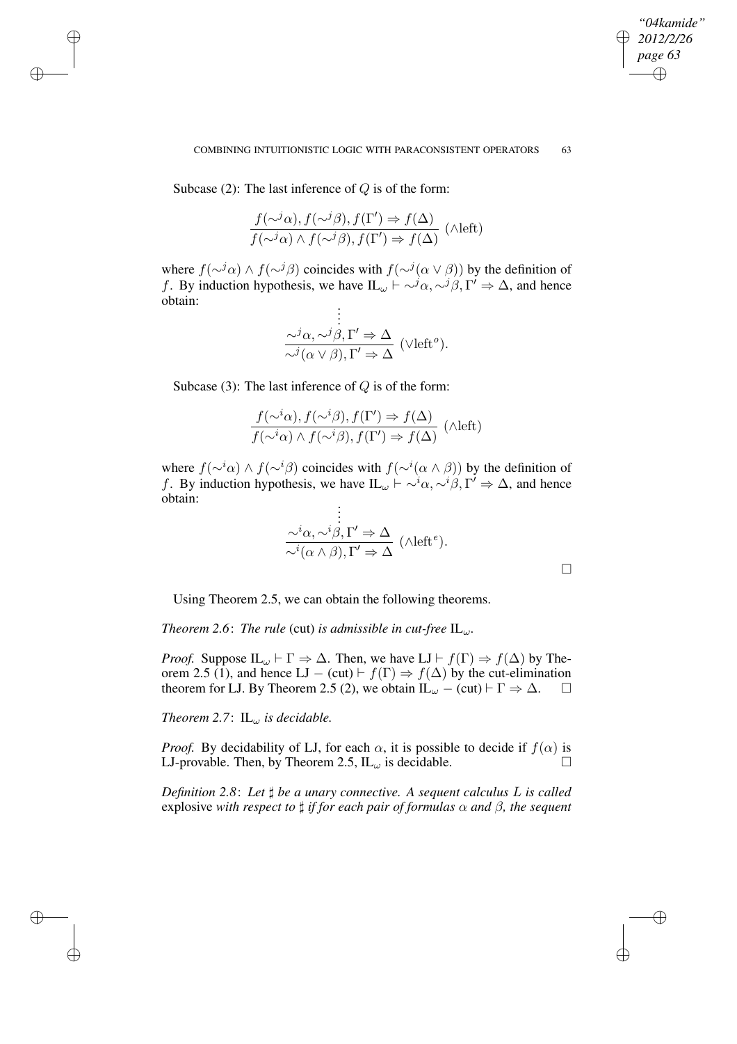Subcase (2): The last inference of $Q$ is of the form:

$$\frac{f(\sim^j\alpha), f(\sim^j\beta), f(\Gamma') \Rightarrow f(\Delta)}{f(\sim^j\alpha) \wedge f(\sim^j\beta), f(\Gamma') \Rightarrow f(\Delta)} \ (\wedge\text{left})$$

where $f(\sim^j\alpha) \wedge f(\sim^j\beta)$ coincides with $f(\sim^j(\alpha \vee \beta))$ by the definition of $f$. By induction hypothesis, we have $\text{IL}_\omega \vdash \sim^j\alpha, \sim^j\beta, \Gamma' \Rightarrow \Delta$, and hence obtain:

$$\frac{\begin{matrix}\vdots \\ \sim^j\alpha, \sim^j\beta, \Gamma' \Rightarrow \Delta\end{matrix}}{\sim^j(\alpha \vee \beta), \Gamma' \Rightarrow \Delta} \ (\vee\text{left}^o).$$

Subcase (3): The last inference of $Q$ is of the form:

$$\frac{f(\sim^i\alpha), f(\sim^i\beta), f(\Gamma') \Rightarrow f(\Delta)}{f(\sim^i\alpha) \wedge f(\sim^i\beta), f(\Gamma') \Rightarrow f(\Delta)} \ (\wedge\text{left})$$

where $f(\sim^i\alpha) \wedge f(\sim^i\beta)$ coincides with $f(\sim^i(\alpha \wedge \beta))$ by the definition of $f$. By induction hypothesis, we have $\text{IL}_\omega \vdash \sim^i\alpha, \sim^i\beta, \Gamma' \Rightarrow \Delta$, and hence obtain:

$$\frac{\begin{matrix}\vdots \\ \sim^i\alpha, \sim^i\beta, \Gamma' \Rightarrow \Delta\end{matrix}}{\sim^i(\alpha \wedge \beta), \Gamma' \Rightarrow \Delta} \ (\wedge\text{left}^e).$$

□

Using Theorem 2.5, we can obtain the following theorems.

*Theorem 2.6*: *The rule* (cut) *is admissible in cut-free* $\text{IL}_\omega$.

*Proof.* Suppose $\text{IL}_\omega \vdash \Gamma \Rightarrow \Delta$. Then, we have $\text{LJ} \vdash f(\Gamma) \Rightarrow f(\Delta)$ by Theorem 2.5 (1), and hence $\text{LJ} - (\text{cut}) \vdash f(\Gamma) \Rightarrow f(\Delta)$ by the cut-elimination theorem for LJ. By Theorem 2.5 (2), we obtain $\text{IL}_\omega - (\text{cut}) \vdash \Gamma \Rightarrow \Delta$. □

*Theorem 2.7*: $\text{IL}_\omega$ *is decidable.*

*Proof.* By decidability of LJ, for each $\alpha$, it is possible to decide if $f(\alpha)$ is LJ-provable. Then, by Theorem 2.5, $\text{IL}_\omega$ is decidable. □

*Definition 2.8*: *Let* $\sharp$ *be a unary connective. A sequent calculus* $L$ *is called* explosive *with respect to* $\sharp$ *if for each pair of formulas* $\alpha$ *and* $\beta$*, the sequent*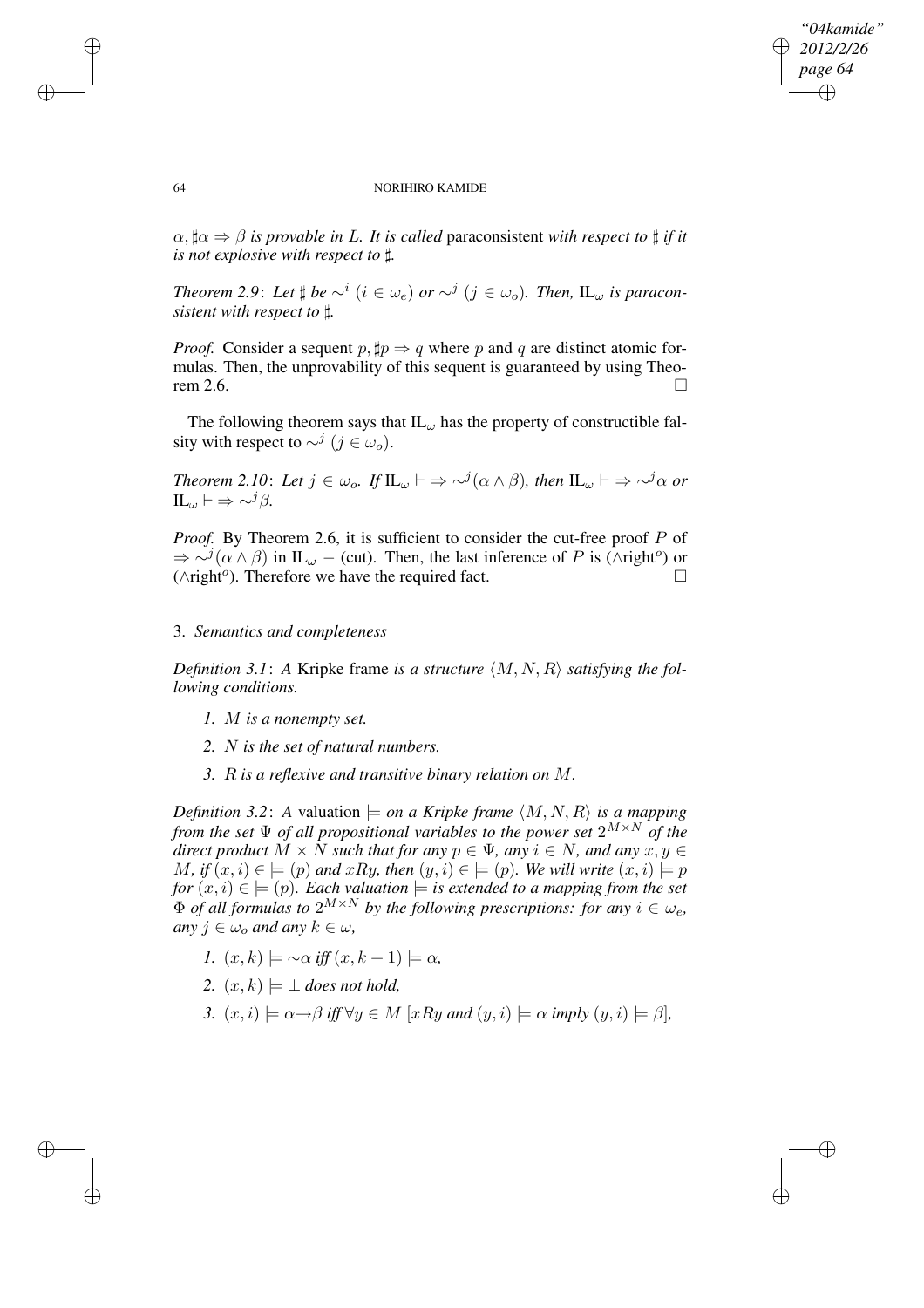$\alpha, \sharp\alpha \Rightarrow \beta$ *is provable in L. It is called* paraconsistent *with respect to* $\sharp$ *if it is not explosive with respect to* $\sharp$*.*

*Theorem 2.9*: *Let* $\sharp$ *be* $\sim^i$ ($i \in \omega_e$) *or* $\sim^j$ ($j \in \omega_o$). *Then,* $\mathrm{IL}_\omega$ *is paraconsistent with respect to* $\sharp$*.*

*Proof.* Consider a sequent $p, \sharp p \Rightarrow q$ where $p$ and $q$ are distinct atomic formulas. Then, the unprovability of this sequent is guaranteed by using Theorem 2.6. □

The following theorem says that $\mathrm{IL}_\omega$ has the property of constructible falsity with respect to $\sim^j$ ($j \in \omega_o$).

*Theorem 2.10*: *Let* $j \in \omega_o$. *If* $\mathrm{IL}_\omega \vdash \Rightarrow \sim^j(\alpha \wedge \beta)$*, then* $\mathrm{IL}_\omega \vdash \Rightarrow \sim^j\alpha$ *or* $\mathrm{IL}_\omega \vdash \Rightarrow \sim^j\beta$*.*

*Proof.* By Theorem 2.6, it is sufficient to consider the cut-free proof $P$ of $\Rightarrow \sim^j(\alpha \wedge \beta)$ in $\mathrm{IL}_\omega$ − (cut). Then, the last inference of $P$ is ($\wedge$right$^o$) or ($\wedge$right$^o$). Therefore we have the required fact. □

## 3. *Semantics and completeness*

*Definition 3.1*: *A* Kripke frame *is a structure* $\langle M, N, R\rangle$ *satisfying the following conditions.*

1. $M$ *is a nonempty set.*
2. $N$ *is the set of natural numbers.*
3. $R$ *is a reflexive and transitive binary relation on* $M$.

*Definition 3.2*: *A* valuation $\models$ *on a Kripke frame* $\langle M, N, R\rangle$ *is a mapping from the set* $\Psi$ *of all propositional variables to the power set* $2^{M\times N}$ *of the direct product* $M \times N$ *such that for any* $p \in \Psi$*, any* $i \in N$*, and any* $x, y \in M$*, if* $(x, i) \in \models (p)$ *and* $xRy$*, then* $(y, i) \in \models (p)$*. We will write* $(x, i) \models p$ *for* $(x, i) \in \models (p)$*. Each valuation* $\models$ *is extended to a mapping from the set* $\Phi$ *of all formulas to* $2^{M\times N}$ *by the following prescriptions: for any* $i \in \omega_e$*, any* $j \in \omega_o$ *and any* $k \in \omega$*,*

1. $(x, k) \models \sim\alpha$ *iff* $(x, k + 1) \models \alpha$*,*
2. $(x, k) \models \perp$ *does not hold,*
3. $(x, i) \models \alpha{\rightarrow}\beta$ *iff* $\forall y \in M$ [$xRy$ *and* $(y, i) \models \alpha$ *imply* $(y, i) \models \beta$]*,*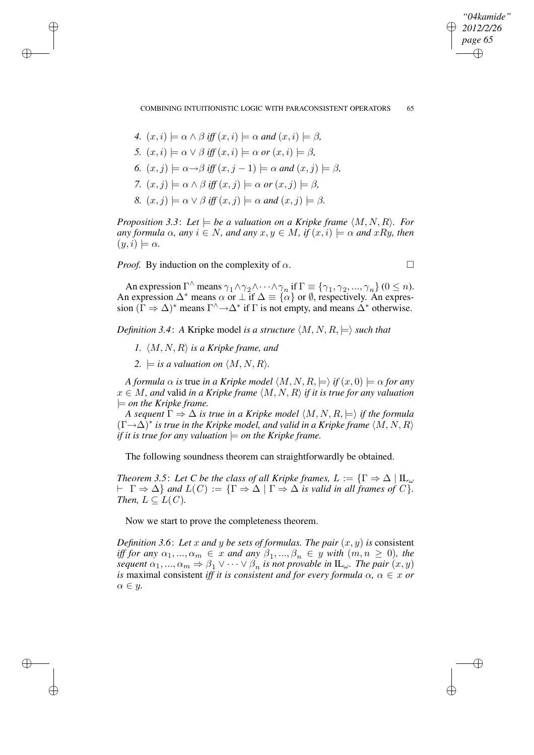4. $(x,i) \models \alpha \wedge \beta$ *iff* $(x,i) \models \alpha$ *and* $(x,i) \models \beta$,
5. $(x,i) \models \alpha \vee \beta$ *iff* $(x,i) \models \alpha$ *or* $(x,i) \models \beta$,
6. $(x,j) \models \alpha \rightarrow \beta$ *iff* $(x,j-1) \models \alpha$ *and* $(x,j) \models \beta$,
7. $(x,j) \models \alpha \wedge \beta$ *iff* $(x,j) \models \alpha$ *or* $(x,j) \models \beta$,
8. $(x,j) \models \alpha \vee \beta$ *iff* $(x,j) \models \alpha$ *and* $(x,j) \models \beta$.

*Proposition 3.3*: *Let* $\models$ *be a valuation on a Kripke frame* $\langle M, N, R \rangle$. *For any formula* $\alpha$, *any* $i \in N$, *and any* $x, y \in M$, *if* $(x,i) \models \alpha$ *and* $xRy$, *then* $(y,i) \models \alpha$.

*Proof.* By induction on the complexity of $\alpha$. □

An expression $\Gamma^{\wedge}$ means $\gamma_1 \wedge \gamma_2 \wedge \cdots \wedge \gamma_n$ if $\Gamma \equiv \{\gamma_1, \gamma_2, ..., \gamma_n\}$ $(0 \leq n)$. An expression $\Delta^*$ means $\alpha$ or $\bot$ if $\Delta \equiv \{\alpha\}$ or $\emptyset$, respectively. An expression $(\Gamma \Rightarrow \Delta)^*$ means $\Gamma^{\wedge} \rightarrow \Delta^*$ if $\Gamma$ is not empty, and means $\Delta^*$ otherwise.

*Definition 3.4*: *A* Kripke model *is a structure* $\langle M, N, R, \models \rangle$ *such that*

1. $\langle M, N, R \rangle$ *is a Kripke frame, and*
2. $\models$ *is a valuation on* $\langle M, N, R \rangle$.

*A formula* $\alpha$ *is* true *in a Kripke model* $\langle M, N, R, \models \rangle$ *if* $(x, 0) \models \alpha$ *for any* $x \in M$, *and* valid *in a Kripke frame* $\langle M, N, R \rangle$ *if it is true for any valuation* $\models$ *on the Kripke frame.*

*A sequent* $\Gamma \Rightarrow \Delta$ *is true in a Kripke model* $\langle M, N, R, \models \rangle$ *if the formula* $(\Gamma \rightarrow \Delta)^*$ *is true in the Kripke model, and valid in a Kripke frame* $\langle M, N, R \rangle$ *if it is true for any valuation* $\models$ *on the Kripke frame.*

The following soundness theorem can straightforwardly be obtained.

*Theorem 3.5*: *Let C be the class of all Kripke frames,* $L := \{\Gamma \Rightarrow \Delta \mid \mathrm{IL}_\omega \vdash \Gamma \Rightarrow \Delta\}$ *and* $L(C) := \{\Gamma \Rightarrow \Delta \mid \Gamma \Rightarrow \Delta$ *is valid in all frames of* $C\}$. *Then,* $L \subseteq L(C)$.

Now we start to prove the completeness theorem.

*Definition 3.6*: *Let* $x$ *and* $y$ *be sets of formulas. The pair* $(x, y)$ *is* consistent *iff for any* $\alpha_1, ..., \alpha_m \in x$ *and any* $\beta_1, ..., \beta_n \in y$ *with* $(m, n \geq 0)$, *the sequent* $\alpha_1, ..., \alpha_m \Rightarrow \beta_1 \vee \cdots \vee \beta_n$ *is not provable in* $\mathrm{IL}_\omega$. *The pair* $(x, y)$ *is* maximal consistent *iff it is consistent and for every formula* $\alpha$, $\alpha \in x$ *or* $\alpha \in y$.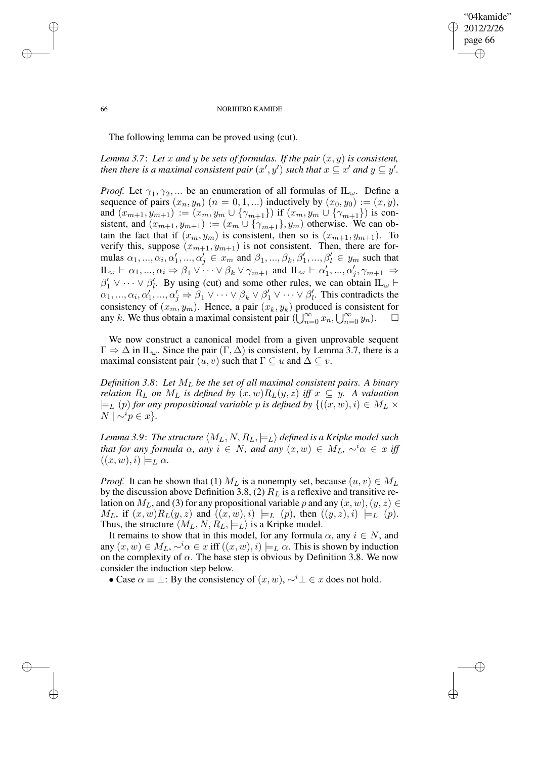The following lemma can be proved using (cut).

*Lemma 3.7*: *Let $x$ and $y$ be sets of formulas. If the pair $(x, y)$ is consistent, then there is a maximal consistent pair $(x', y')$ such that $x \subseteq x'$ and $y \subseteq y'$.*

*Proof.* Let $\gamma_1, \gamma_2, ...$ be an enumeration of all formulas of $\mathrm{IL}_\omega$. Define a sequence of pairs $(x_n, y_n)$ $(n = 0, 1, ...)$ inductively by $(x_0, y_0) := (x, y)$, and $(x_{m+1}, y_{m+1}) := (x_m, y_m \cup \{\gamma_{m+1}\})$ if $(x_m, y_m \cup \{\gamma_{m+1}\})$ is consistent, and $(x_{m+1}, y_{m+1}) := (x_m \cup \{\gamma_{m+1}\}, y_m)$ otherwise. We can obtain the fact that if $(x_m, y_m)$ is consistent, then so is $(x_{m+1}, y_{m+1})$. To verify this, suppose $(x_{m+1}, y_{m+1})$ is not consistent. Then, there are formulas $\alpha_1, ..., \alpha_i, \alpha'_1, ..., \alpha'_j \in x_m$ and $\beta_1, ..., \beta_k, \beta'_1, ..., \beta'_l \in y_m$ such that $\mathrm{IL}_\omega \vdash \alpha_1, ..., \alpha_i \Rightarrow \beta_1 \vee \cdots \vee \beta_k \vee \gamma_{m+1}$ and $\mathrm{IL}_\omega \vdash \alpha'_1, ..., \alpha'_j, \gamma_{m+1} \Rightarrow \beta'_1 \vee \cdots \vee \beta'_l$. By using (cut) and some other rules, we can obtain $\mathrm{IL}_\omega \vdash \alpha_1, ..., \alpha_i, \alpha'_1, ..., \alpha'_j \Rightarrow \beta_1 \vee \cdots \vee \beta_k \vee \beta'_1 \vee \cdots \vee \beta'_l$. This contradicts the consistency of $(x_m, y_m)$. Hence, a pair $(x_k, y_k)$ produced is consistent for any $k$. We thus obtain a maximal consistent pair $(\bigcup_{n=0}^{\infty} x_n, \bigcup_{n=0}^{\infty} y_n)$. $\square$

We now construct a canonical model from a given unprovable sequent $\Gamma \Rightarrow \Delta$ in $\mathrm{IL}_\omega$. Since the pair $(\Gamma, \Delta)$ is consistent, by Lemma 3.7, there is a maximal consistent pair $(u, v)$ such that $\Gamma \subseteq u$ and $\Delta \subseteq v$.

*Definition 3.8*: *Let $M_L$ be the set of all maximal consistent pairs. A binary relation $R_L$ on $M_L$ is defined by $(x, w)R_L(y, z)$ iff $x \subseteq y$. A valuation $\models_L (p)$ for any propositional variable $p$ is defined by $\{((x, w), i) \in M_L \times N \mid {\sim}^i p \in x\}$.*

*Lemma 3.9*: *The structure $\langle M_L, N, R_L, \models_L \rangle$ defined is a Kripke model such that for any formula $\alpha$, any $i \in N$, and any $(x, w) \in M_L$, ${\sim}^i \alpha \in x$ iff $((x, w), i) \models_L \alpha$.*

*Proof.* It can be shown that (1) $M_L$ is a nonempty set, because $(u, v) \in M_L$ by the discussion above Definition 3.8, (2) $R_L$ is a reflexive and transitive relation on $M_L$, and (3) for any propositional variable $p$ and any $(x, w), (y, z) \in M_L$, if $(x, w)R_L(y, z)$ and $((x, w), i) \models_L (p)$, then $((y, z), i) \models_L (p)$. Thus, the structure $\langle M_L, N, R_L, \models_L \rangle$ is a Kripke model.

It remains to show that in this model, for any formula $\alpha$, any $i \in N$, and any $(x, w) \in M_L$, ${\sim}^i \alpha \in x$ iff $((x, w), i) \models_L \alpha$. This is shown by induction on the complexity of $\alpha$. The base step is obvious by Definition 3.8. We now consider the induction step below.

• Case $\alpha \equiv \bot$: By the consistency of $(x, w)$, ${\sim}^i \bot \in x$ does not hold.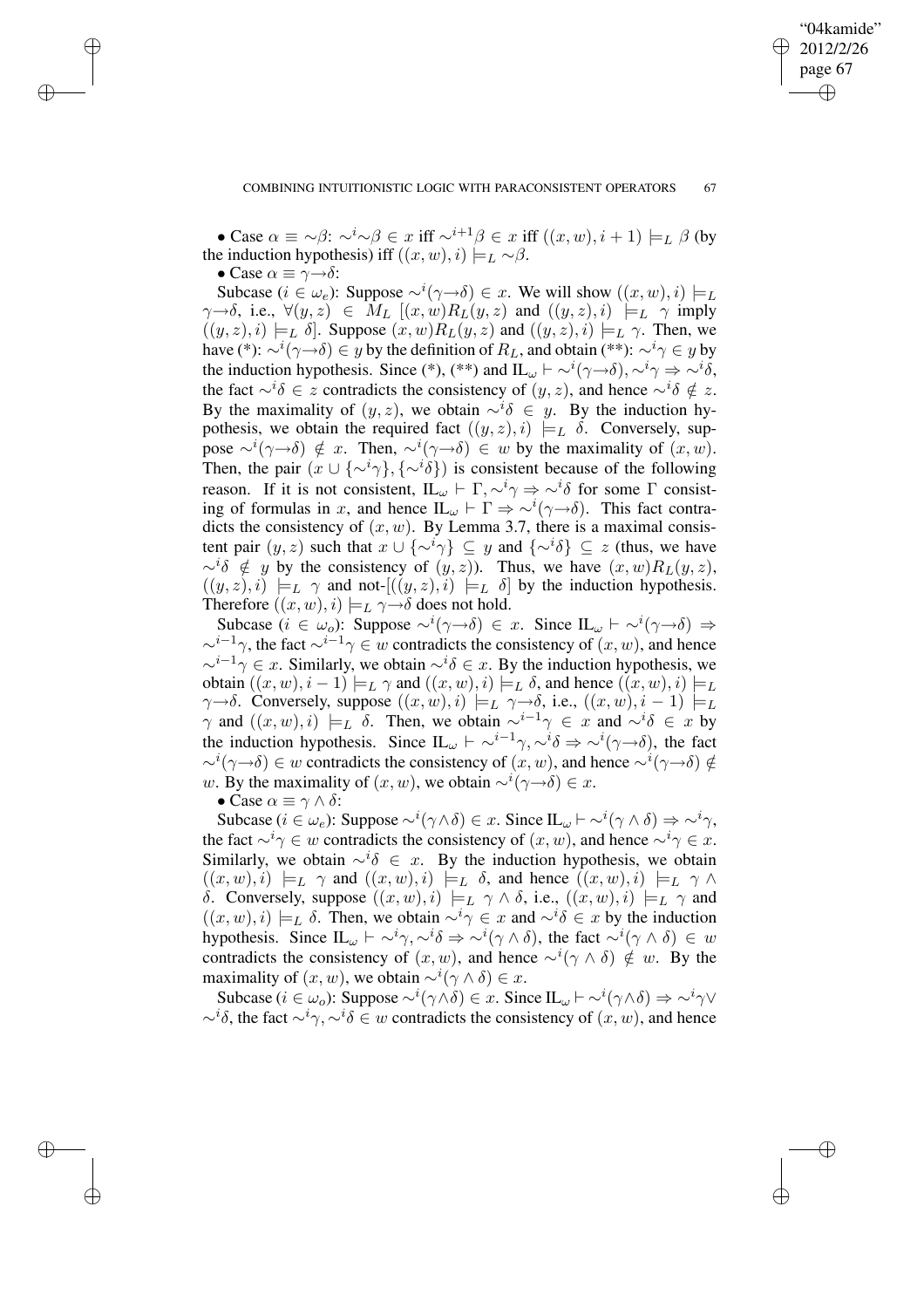• Case $\alpha \equiv {\sim}\beta$: ${\sim}^i{\sim}\beta \in x$ iff ${\sim}^{i+1}\beta \in x$ iff $((x,w), i+1) \models_L \beta$ (by the induction hypothesis) iff $((x,w), i) \models_L {\sim}\beta$.

• Case $\alpha \equiv \gamma{\rightarrow}\delta$:

Subcase ($i \in \omega_e$): Suppose ${\sim}^i(\gamma{\rightarrow}\delta) \in x$. We will show $((x,w), i) \models_L \gamma{\rightarrow}\delta$, i.e., $\forall (y,z) \in M_L$ $[(x,w)R_L(y,z)$ and $((y,z), i) \models_L \gamma$ imply $((y,z), i) \models_L \delta]$. Suppose $(x,w)R_L(y,z)$ and $((y,z), i) \models_L \gamma$. Then, we have (*): ${\sim}^i(\gamma{\rightarrow}\delta) \in y$ by the definition of $R_L$, and obtain (**): ${\sim}^i\gamma \in y$ by the induction hypothesis. Since (*), (**) and $\mathrm{IL}_\omega \vdash {\sim}^i(\gamma{\rightarrow}\delta), {\sim}^i\gamma \Rightarrow {\sim}^i\delta$, the fact ${\sim}^i\delta \in z$ contradicts the consistency of $(y,z)$, and hence ${\sim}^i\delta \notin z$. By the maximality of $(y,z)$, we obtain ${\sim}^i\delta \in y$. By the induction hypothesis, we obtain the required fact $((y,z), i) \models_L \delta$. Conversely, suppose ${\sim}^i(\gamma{\rightarrow}\delta) \notin x$. Then, ${\sim}^i(\gamma{\rightarrow}\delta) \in w$ by the maximality of $(x,w)$. Then, the pair $(x \cup \{{\sim}^i\gamma\}, \{{\sim}^i\delta\})$ is consistent because of the following reason. If it is not consistent, $\mathrm{IL}_\omega \vdash \Gamma, {\sim}^i\gamma \Rightarrow {\sim}^i\delta$ for some $\Gamma$ consisting of formulas in $x$, and hence $\mathrm{IL}_\omega \vdash \Gamma \Rightarrow {\sim}^i(\gamma{\rightarrow}\delta)$. This fact contradicts the consistency of $(x,w)$. By Lemma 3.7, there is a maximal consistent pair $(y,z)$ such that $x \cup \{{\sim}^i\gamma\} \subseteq y$ and $\{{\sim}^i\delta\} \subseteq z$ (thus, we have ${\sim}^i\delta \notin y$ by the consistency of $(y,z)$). Thus, we have $(x,w)R_L(y,z)$, $((y,z), i) \models_L \gamma$ and not-$[((y,z), i) \models_L \delta]$ by the induction hypothesis. Therefore $((x,w), i) \models_L \gamma{\rightarrow}\delta$ does not hold.

Subcase ($i \in \omega_o$): Suppose ${\sim}^i(\gamma{\rightarrow}\delta) \in x$. Since $\mathrm{IL}_\omega \vdash {\sim}^i(\gamma{\rightarrow}\delta) \Rightarrow {\sim}^{i-1}\gamma$, the fact ${\sim}^{i-1}\gamma \in w$ contradicts the consistency of $(x,w)$, and hence ${\sim}^{i-1}\gamma \in x$. Similarly, we obtain ${\sim}^i\delta \in x$. By the induction hypothesis, we obtain $((x,w), i-1) \models_L \gamma$ and $((x,w), i) \models_L \delta$, and hence $((x,w), i) \models_L \gamma{\rightarrow}\delta$. Conversely, suppose $((x,w), i) \models_L \gamma{\rightarrow}\delta$, i.e., $((x,w), i-1) \models_L \gamma$ and $((x,w), i) \models_L \delta$. Then, we obtain ${\sim}^{i-1}\gamma \in x$ and ${\sim}^i\delta \in x$ by the induction hypothesis. Since $\mathrm{IL}_\omega \vdash {\sim}^{i-1}\gamma, {\sim}^i\delta \Rightarrow {\sim}^i(\gamma{\rightarrow}\delta)$, the fact ${\sim}^i(\gamma{\rightarrow}\delta) \in w$ contradicts the consistency of $(x,w)$, and hence ${\sim}^i(\gamma{\rightarrow}\delta) \notin w$. By the maximality of $(x,w)$, we obtain ${\sim}^i(\gamma{\rightarrow}\delta) \in x$.

• Case $\alpha \equiv \gamma \wedge \delta$:

Subcase ($i \in \omega_e$): Suppose ${\sim}^i(\gamma \wedge \delta) \in x$. Since $\mathrm{IL}_\omega \vdash {\sim}^i(\gamma \wedge \delta) \Rightarrow {\sim}^i\gamma$, the fact ${\sim}^i\gamma \in w$ contradicts the consistency of $(x,w)$, and hence ${\sim}^i\gamma \in x$. Similarly, we obtain ${\sim}^i\delta \in x$. By the induction hypothesis, we obtain $((x,w), i) \models_L \gamma$ and $((x,w), i) \models_L \delta$, and hence $((x,w), i) \models_L \gamma \wedge \delta$. Conversely, suppose $((x,w), i) \models_L \gamma \wedge \delta$, i.e., $((x,w), i) \models_L \gamma$ and $((x,w), i) \models_L \delta$. Then, we obtain ${\sim}^i\gamma \in x$ and ${\sim}^i\delta \in x$ by the induction hypothesis. Since $\mathrm{IL}_\omega \vdash {\sim}^i\gamma, {\sim}^i\delta \Rightarrow {\sim}^i(\gamma \wedge \delta)$, the fact ${\sim}^i(\gamma \wedge \delta) \in w$ contradicts the consistency of $(x,w)$, and hence ${\sim}^i(\gamma \wedge \delta) \notin w$. By the maximality of $(x,w)$, we obtain ${\sim}^i(\gamma \wedge \delta) \in x$.

Subcase ($i \in \omega_o$): Suppose ${\sim}^i(\gamma \wedge \delta) \in x$. Since $\mathrm{IL}_\omega \vdash {\sim}^i(\gamma \wedge \delta) \Rightarrow {\sim}^i\gamma \vee {\sim}^i\delta$, the fact ${\sim}^i\gamma, {\sim}^i\delta \in w$ contradicts the consistency of $(x,w)$, and hence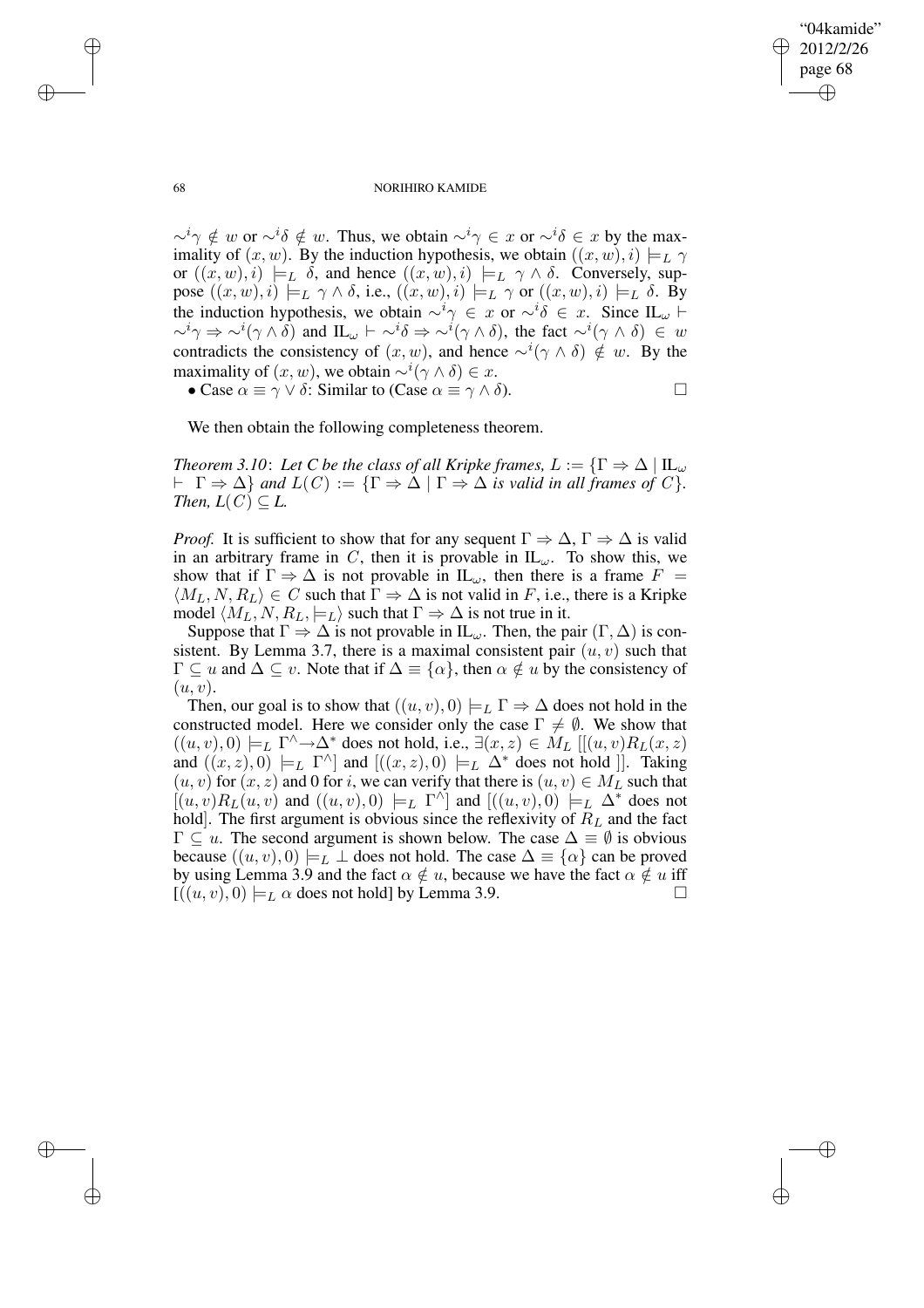$\sim^i\gamma \notin w$ or $\sim^i\delta \notin w$. Thus, we obtain $\sim^i\gamma \in x$ or $\sim^i\delta \in x$ by the maximality of $(x, w)$. By the induction hypothesis, we obtain $((x, w), i) \models_L \gamma$ or $((x, w), i) \models_L \delta$, and hence $((x, w), i) \models_L \gamma \wedge \delta$. Conversely, suppose $((x, w), i) \models_L \gamma \wedge \delta$, i.e., $((x, w), i) \models_L \gamma$ or $((x, w), i) \models_L \delta$. By the induction hypothesis, we obtain $\sim^i\gamma \in x$ or $\sim^i\delta \in x$. Since $\mathrm{IL}_\omega \vdash \sim^i\gamma \Rightarrow \sim^i(\gamma \wedge \delta)$ and $\mathrm{IL}_\omega \vdash \sim^i\delta \Rightarrow \sim^i(\gamma \wedge \delta)$, the fact $\sim^i(\gamma \wedge \delta) \in w$ contradicts the consistency of $(x, w)$, and hence $\sim^i(\gamma \wedge \delta) \notin w$. By the maximality of $(x, w)$, we obtain $\sim^i(\gamma \wedge \delta) \in x$.

• Case $\alpha \equiv \gamma \vee \delta$: Similar to (Case $\alpha \equiv \gamma \wedge \delta$). □

We then obtain the following completeness theorem.

*Theorem 3.10*: *Let C be the class of all Kripke frames,* $L := \{\Gamma \Rightarrow \Delta \mid \mathrm{IL}_\omega \vdash \Gamma \Rightarrow \Delta\}$ *and* $L(C) := \{\Gamma \Rightarrow \Delta \mid \Gamma \Rightarrow \Delta$ *is valid in all frames of* $C\}$. *Then,* $L(C) \subseteq L$.

*Proof.* It is sufficient to show that for any sequent $\Gamma \Rightarrow \Delta$, $\Gamma \Rightarrow \Delta$ is valid in an arbitrary frame in $C$, then it is provable in $\mathrm{IL}_\omega$. To show this, we show that if $\Gamma \Rightarrow \Delta$ is not provable in $\mathrm{IL}_\omega$, then there is a frame $F = \langle M_L, N, R_L\rangle \in C$ such that $\Gamma \Rightarrow \Delta$ is not valid in $F$, i.e., there is a Kripke model $\langle M_L, N, R_L, \models_L\rangle$ such that $\Gamma \Rightarrow \Delta$ is not true in it.

Suppose that $\Gamma \Rightarrow \Delta$ is not provable in $\mathrm{IL}_\omega$. Then, the pair $(\Gamma, \Delta)$ is consistent. By Lemma 3.7, there is a maximal consistent pair $(u, v)$ such that $\Gamma \subseteq u$ and $\Delta \subseteq v$. Note that if $\Delta \equiv \{\alpha\}$, then $\alpha \notin u$ by the consistency of $(u, v)$.

Then, our goal is to show that $((u, v), 0) \models_L \Gamma \Rightarrow \Delta$ does not hold in the constructed model. Here we consider only the case $\Gamma \neq \emptyset$. We show that $((u, v), 0) \models_L \Gamma^\wedge \rightarrow \Delta^*$ does not hold, i.e., $\exists (x, z) \in M_L$ $[[(u, v) R_L (x, z)$ and $((x, z), 0) \models_L \Gamma^\wedge]$ and $[((x, z), 0) \models_L \Delta^*$ does not hold $]]$. Taking $(u, v)$ for $(x, z)$ and 0 for $i$, we can verify that there is $(u, v) \in M_L$ such that $[(u, v) R_L (u, v)$ and $((u, v), 0) \models_L \Gamma^\wedge]$ and $[((u, v), 0) \models_L \Delta^*$ does not hold$]$. The first argument is obvious since the reflexivity of $R_L$ and the fact $\Gamma \subseteq u$. The second argument is shown below. The case $\Delta \equiv \emptyset$ is obvious because $((u, v), 0) \models_L \bot$ does not hold. The case $\Delta \equiv \{\alpha\}$ can be proved by using Lemma 3.9 and the fact $\alpha \notin u$, because we have the fact $\alpha \notin u$ iff $[((u, v), 0) \models_L \alpha$ does not hold$]$ by Lemma 3.9. □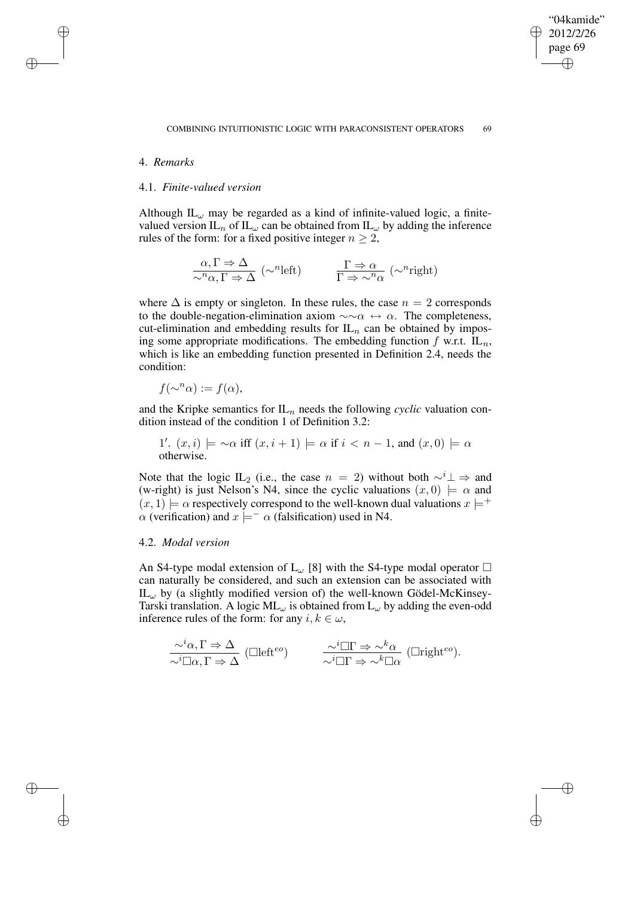## 4. *Remarks*

### 4.1. *Finite-valued version*

Although $\text{IL}_\omega$ may be regarded as a kind of infinite-valued logic, a finite-valued version $\text{IL}_n$ of $\text{IL}_\omega$ can be obtained from $\text{IL}_\omega$ by adding the inference rules of the form: for a fixed positive integer $n \geq 2$,

$$\frac{\alpha, \Gamma \Rightarrow \Delta}{\sim^n\alpha, \Gamma \Rightarrow \Delta}\ (\sim^n\text{left}) \qquad \frac{\Gamma \Rightarrow \alpha}{\Gamma \Rightarrow \sim^n\alpha}\ (\sim^n\text{right})$$

where $\Delta$ is empty or singleton. In these rules, the case $n = 2$ corresponds to the double-negation-elimination axiom $\sim\sim\alpha \leftrightarrow \alpha$. The completeness, cut-elimination and embedding results for $\text{IL}_n$ can be obtained by imposing some appropriate modifications. The embedding function $f$ w.r.t. $\text{IL}_n$, which is like an embedding function presented in Definition 2.4, needs the condition:

$f(\sim^n\alpha) := f(\alpha)$,

and the Kripke semantics for $\text{IL}_n$ needs the following *cyclic* valuation condition instead of the condition 1 of Definition 3.2:

$1'$. $(x, i) \models \sim\alpha$ iff $(x, i+1) \models \alpha$ if $i < n-1$, and $(x, 0) \models \alpha$ otherwise.

Note that the logic $\text{IL}_2$ (i.e., the case $n = 2$) without both $\sim^i\bot \Rightarrow$ and (w-right) is just Nelson's N4, since the cyclic valuations $(x, 0) \models \alpha$ and $(x, 1) \models \alpha$ respectively correspond to the well-known dual valuations $x \models^+ \alpha$ (verification) and $x \models^- \alpha$ (falsification) used in N4.

### 4.2. *Modal version*

An S4-type modal extension of $\text{L}_\omega$ [8] with the S4-type modal operator $\Box$ can naturally be considered, and such an extension can be associated with $\text{IL}_\omega$ by (a slightly modified version of) the well-known Gödel-McKinsey-Tarski translation. A logic $\text{ML}_\omega$ is obtained from $\text{L}_\omega$ by adding the even-odd inference rules of the form: for any $i, k \in \omega$,

$$\frac{\sim^i\alpha, \Gamma \Rightarrow \Delta}{\sim^i\Box\alpha, \Gamma \Rightarrow \Delta}\ (\Box\text{left}^{eo}) \qquad \frac{\sim^i\Box\Gamma \Rightarrow \sim^k\alpha}{\sim^i\Box\Gamma \Rightarrow \sim^k\Box\alpha}\ (\Box\text{right}^{eo}).$$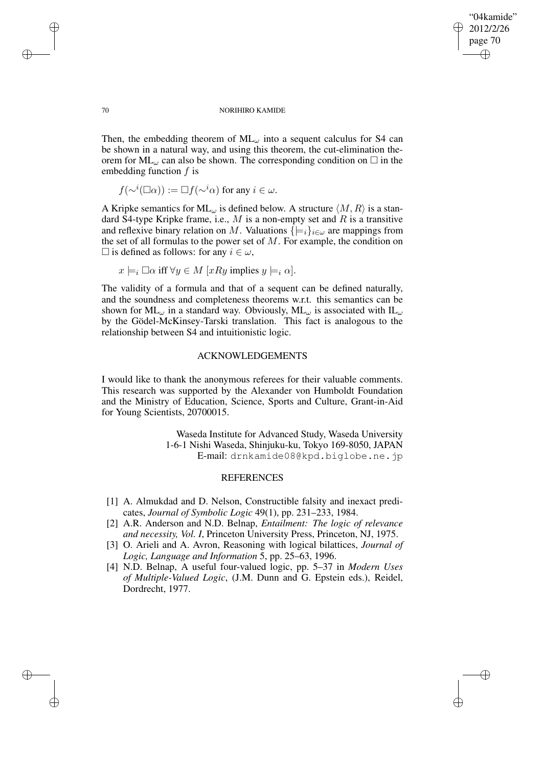Then, the embedding theorem of $\mathrm{ML}_\omega$ into a sequent calculus for S4 can be shown in a natural way, and using this theorem, the cut-elimination theorem for $\mathrm{ML}_\omega$ can also be shown. The corresponding condition on $\Box$ in the embedding function $f$ is

$$f(\sim^i(\Box\alpha)) := \Box f(\sim^i\alpha) \text{ for any } i \in \omega.$$

A Kripke semantics for $\mathrm{ML}_\omega$ is defined below. A structure $\langle M, R\rangle$ is a standard S4-type Kripke frame, i.e., $M$ is a non-empty set and $R$ is a transitive and reflexive binary relation on $M$. Valuations $\{\models_i\}_{i\in\omega}$ are mappings from the set of all formulas to the power set of $M$. For example, the condition on $\Box$ is defined as follows: for any $i \in \omega$,

$$x \models_i \Box\alpha \text{ iff } \forall y \in M\ [xRy \text{ implies } y \models_i \alpha].$$

The validity of a formula and that of a sequent can be defined naturally, and the soundness and completeness theorems w.r.t. this semantics can be shown for $\mathrm{ML}_\omega$ in a standard way. Obviously, $\mathrm{ML}_\omega$ is associated with $\mathrm{IL}_\omega$ by the Gödel-McKinsey-Tarski translation. This fact is analogous to the relationship between S4 and intuitionistic logic.

## ACKNOWLEDGEMENTS

I would like to thank the anonymous referees for their valuable comments. This research was supported by the Alexander von Humboldt Foundation and the Ministry of Education, Science, Sports and Culture, Grant-in-Aid for Young Scientists, 20700015.

Waseda Institute for Advanced Study, Waseda University
1-6-1 Nishi Waseda, Shinjuku-ku, Tokyo 169-8050, JAPAN
E-mail: drnkamide08@kpd.biglobe.ne.jp

## REFERENCES

[1] A. Almukdad and D. Nelson, Constructible falsity and inexact predicates, *Journal of Symbolic Logic* 49(1), pp. 231–233, 1984.

[2] A.R. Anderson and N.D. Belnap, *Entailment: The logic of relevance and necessity, Vol. I*, Princeton University Press, Princeton, NJ, 1975.

[3] O. Arieli and A. Avron, Reasoning with logical bilattices, *Journal of Logic, Language and Information* 5, pp. 25–63, 1996.

[4] N.D. Belnap, A useful four-valued logic, pp. 5–37 in *Modern Uses of Multiple-Valued Logic*, (J.M. Dunn and G. Epstein eds.), Reidel, Dordrecht, 1977.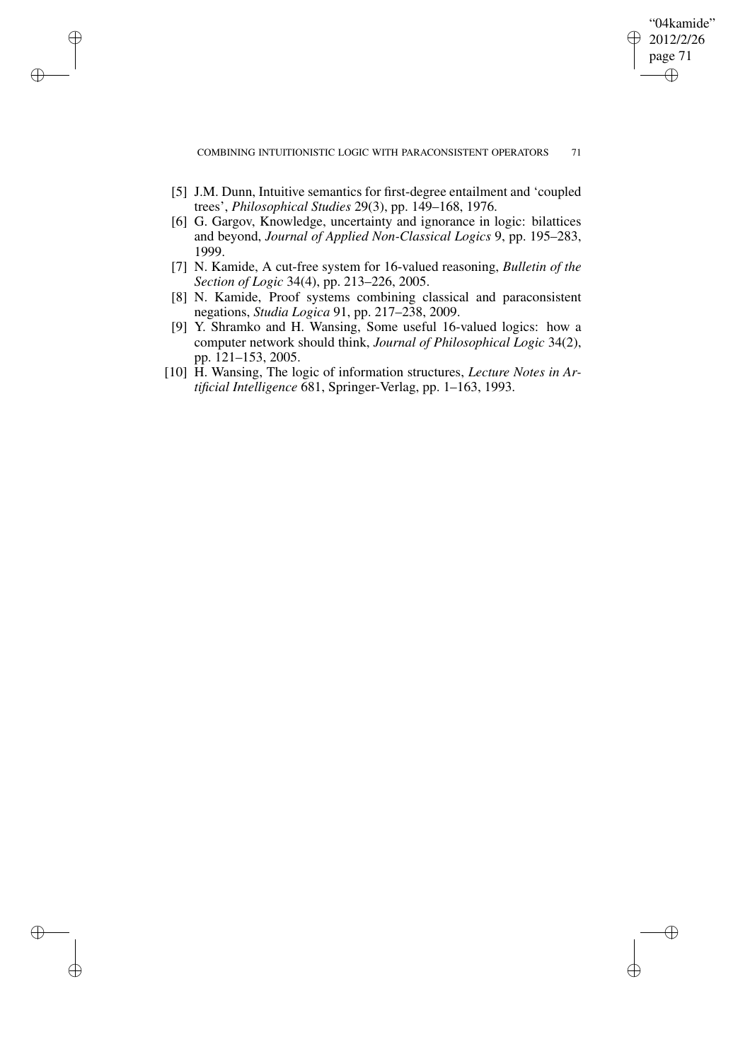[5] J.M. Dunn, Intuitive semantics for first-degree entailment and 'coupled trees', *Philosophical Studies* 29(3), pp. 149–168, 1976.

[6] G. Gargov, Knowledge, uncertainty and ignorance in logic: bilattices and beyond, *Journal of Applied Non-Classical Logics* 9, pp. 195–283, 1999.

[7] N. Kamide, A cut-free system for 16-valued reasoning, *Bulletin of the Section of Logic* 34(4), pp. 213–226, 2005.

[8] N. Kamide, Proof systems combining classical and paraconsistent negations, *Studia Logica* 91, pp. 217–238, 2009.

[9] Y. Shramko and H. Wansing, Some useful 16-valued logics: how a computer network should think, *Journal of Philosophical Logic* 34(2), pp. 121–153, 2005.

[10] H. Wansing, The logic of information structures, *Lecture Notes in Artificial Intelligence* 681, Springer-Verlag, pp. 1–163, 1993.